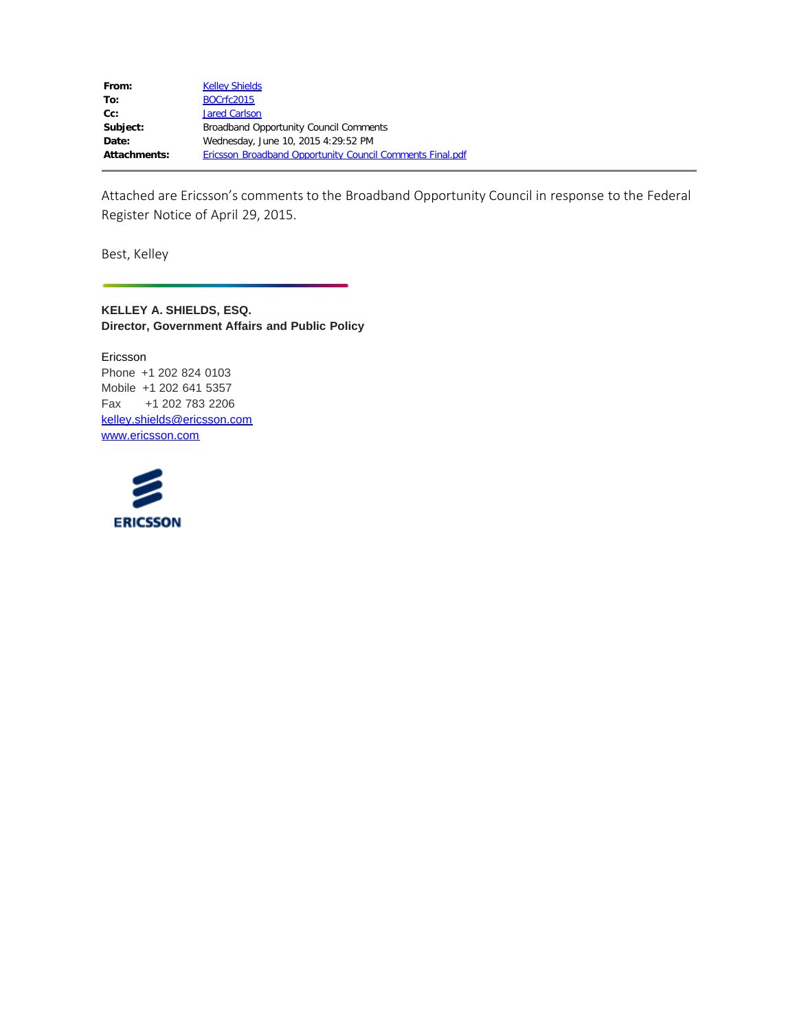| | |
|---|---|
| **From:** | Kelley Shields |
| **To:** | BOCrfc2015 |
| **Cc:** | Jared Carlson |
| **Subject:** | Broadband Opportunity Council Comments |
| **Date:** | Wednesday, June 10, 2015 4:29:52 PM |
| **Attachments:** | Ericsson Broadband Opportunity Council Comments Final.pdf |

Attached are Ericsson's comments to the Broadband Opportunity Council in response to the Federal Register Notice of April 29, 2015.

Best, Kelley

**KELLEY A. SHIELDS, ESQ.**
**Director, Government Affairs and Public Policy**

Ericsson
Phone +1 202 824 0103
Mobile +1 202 641 5357
Fax +1 202 783 2206
kelley.shields@ericsson.com
www.ericsson.com

ERICSSON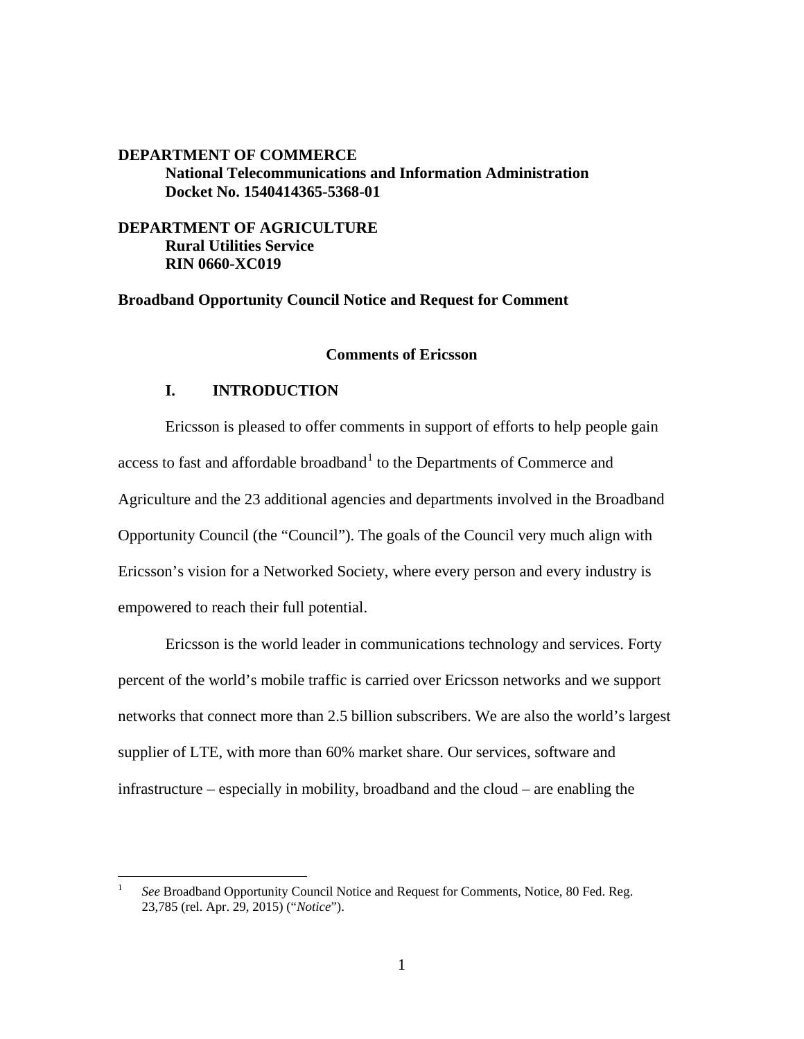**DEPARTMENT OF COMMERCE**
**National Telecommunications and Information Administration**
**Docket No. 1540414365-5368-01**

**DEPARTMENT OF AGRICULTURE**
**Rural Utilities Service**
**RIN 0660-XC019**

**Broadband Opportunity Council Notice and Request for Comment**

**Comments of Ericsson**

## I. INTRODUCTION

Ericsson is pleased to offer comments in support of efforts to help people gain access to fast and affordable broadband[1] to the Departments of Commerce and Agriculture and the 23 additional agencies and departments involved in the Broadband Opportunity Council (the "Council"). The goals of the Council very much align with Ericsson's vision for a Networked Society, where every person and every industry is empowered to reach their full potential.

Ericsson is the world leader in communications technology and services. Forty percent of the world's mobile traffic is carried over Ericsson networks and we support networks that connect more than 2.5 billion subscribers. We are also the world's largest supplier of LTE, with more than 60% market share. Our services, software and infrastructure – especially in mobility, broadband and the cloud – are enabling the

[1] *See* Broadband Opportunity Council Notice and Request for Comments, Notice, 80 Fed. Reg. 23,785 (rel. Apr. 29, 2015) ("*Notice*").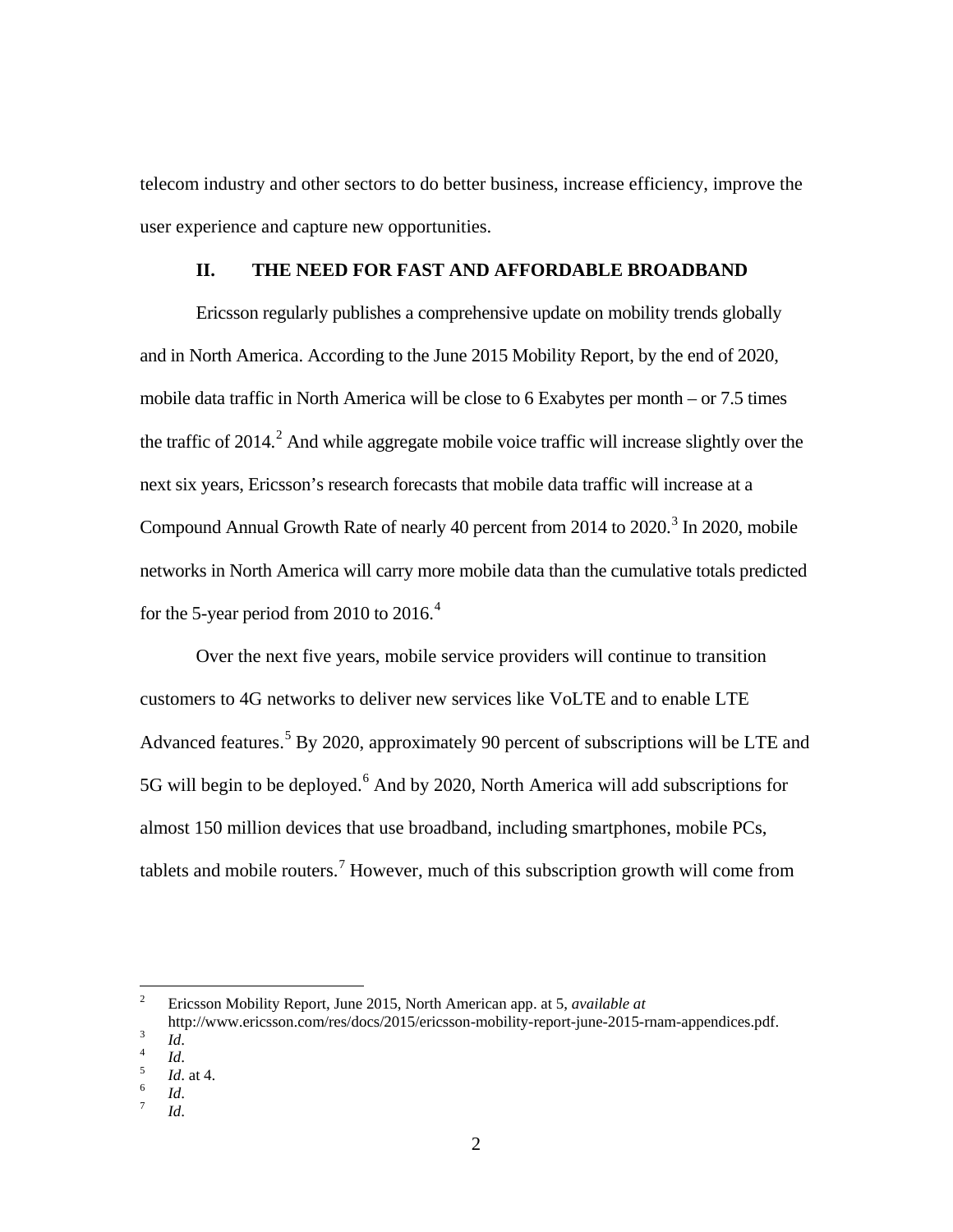telecom industry and other sectors to do better business, increase efficiency, improve the user experience and capture new opportunities.

## II. THE NEED FOR FAST AND AFFORDABLE BROADBAND

Ericsson regularly publishes a comprehensive update on mobility trends globally and in North America. According to the June 2015 Mobility Report, by the end of 2020, mobile data traffic in North America will be close to 6 Exabytes per month – or 7.5 times the traffic of 2014.[2] And while aggregate mobile voice traffic will increase slightly over the next six years, Ericsson's research forecasts that mobile data traffic will increase at a Compound Annual Growth Rate of nearly 40 percent from 2014 to 2020.[3] In 2020, mobile networks in North America will carry more mobile data than the cumulative totals predicted for the 5-year period from 2010 to 2016.[4]

Over the next five years, mobile service providers will continue to transition customers to 4G networks to deliver new services like VoLTE and to enable LTE Advanced features.[5] By 2020, approximately 90 percent of subscriptions will be LTE and 5G will begin to be deployed.[6] And by 2020, North America will add subscriptions for almost 150 million devices that use broadband, including smartphones, mobile PCs, tablets and mobile routers.[7] However, much of this subscription growth will come from

---

[2] Ericsson Mobility Report, June 2015, North American app. at 5, *available at* http://www.ericsson.com/res/docs/2015/ericsson-mobility-report-june-2015-rnam-appendices.pdf.

[3] *Id*.

[4] *Id*.

[5] *Id*. at 4.

[6] *Id*.

[7] *Id*.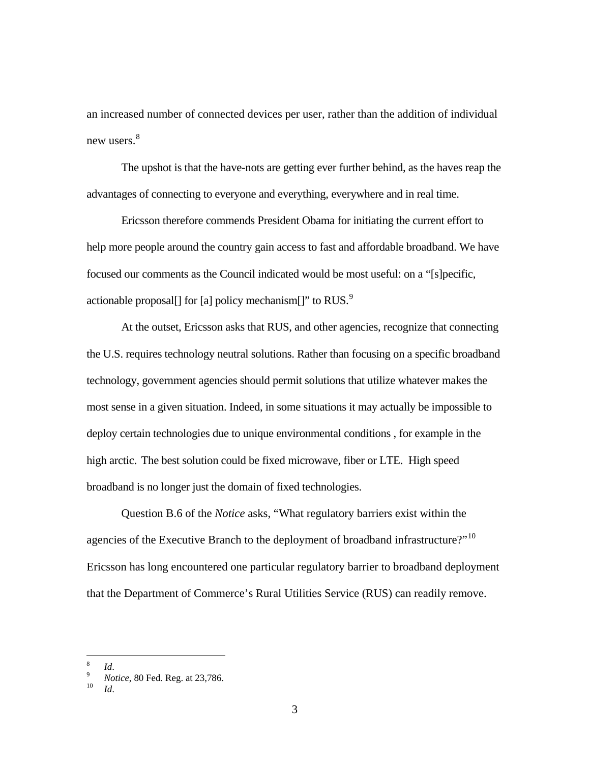an increased number of connected devices per user, rather than the addition of individual new users.[8]

The upshot is that the have-nots are getting ever further behind, as the haves reap the advantages of connecting to everyone and everything, everywhere and in real time.

Ericsson therefore commends President Obama for initiating the current effort to help more people around the country gain access to fast and affordable broadband. We have focused our comments as the Council indicated would be most useful: on a "[s]pecific, actionable proposal[] for [a] policy mechanism[]" to RUS.[9]

At the outset, Ericsson asks that RUS, and other agencies, recognize that connecting the U.S. requires technology neutral solutions. Rather than focusing on a specific broadband technology, government agencies should permit solutions that utilize whatever makes the most sense in a given situation. Indeed, in some situations it may actually be impossible to deploy certain technologies due to unique environmental conditions , for example in the high arctic. The best solution could be fixed microwave, fiber or LTE. High speed broadband is no longer just the domain of fixed technologies.

Question B.6 of the *Notice* asks, "What regulatory barriers exist within the agencies of the Executive Branch to the deployment of broadband infrastructure?"[10] Ericsson has long encountered one particular regulatory barrier to broadband deployment that the Department of Commerce's Rural Utilities Service (RUS) can readily remove.

---

[8] *Id*.

[9] *Notice*, 80 Fed. Reg. at 23,786.

[10] *Id*.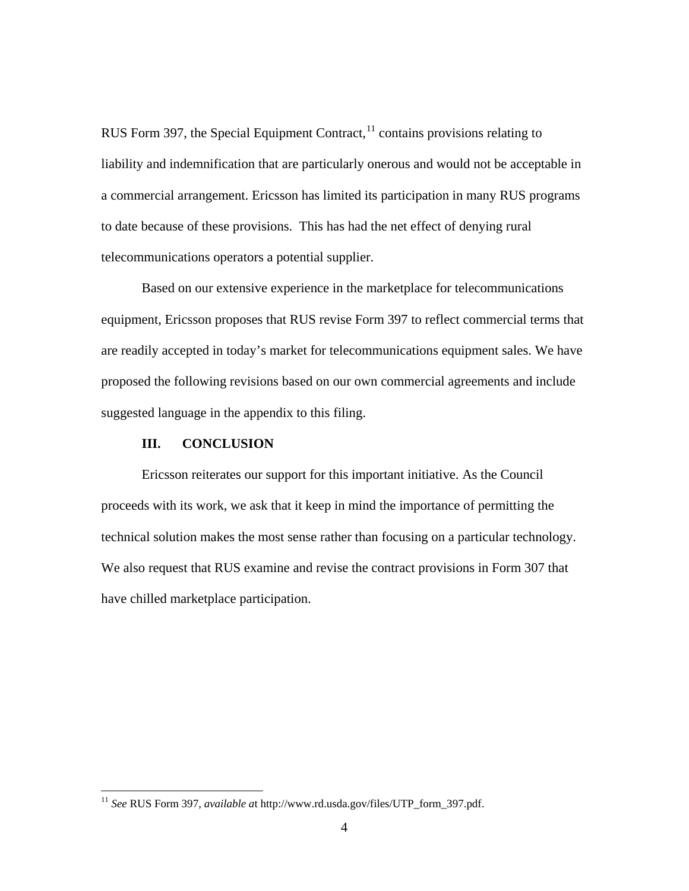RUS Form 397, the Special Equipment Contract,[11] contains provisions relating to liability and indemnification that are particularly onerous and would not be acceptable in a commercial arrangement. Ericsson has limited its participation in many RUS programs to date because of these provisions. This has had the net effect of denying rural telecommunications operators a potential supplier.

Based on our extensive experience in the marketplace for telecommunications equipment, Ericsson proposes that RUS revise Form 397 to reflect commercial terms that are readily accepted in today's market for telecommunications equipment sales. We have proposed the following revisions based on our own commercial agreements and include suggested language in the appendix to this filing.

## III. CONCLUSION

Ericsson reiterates our support for this important initiative. As the Council proceeds with its work, we ask that it keep in mind the importance of permitting the technical solution makes the most sense rather than focusing on a particular technology. We also request that RUS examine and revise the contract provisions in Form 307 that have chilled marketplace participation.

---

[11] *See* RUS Form 397, *available a*t http://www.rd.usda.gov/files/UTP_form_397.pdf.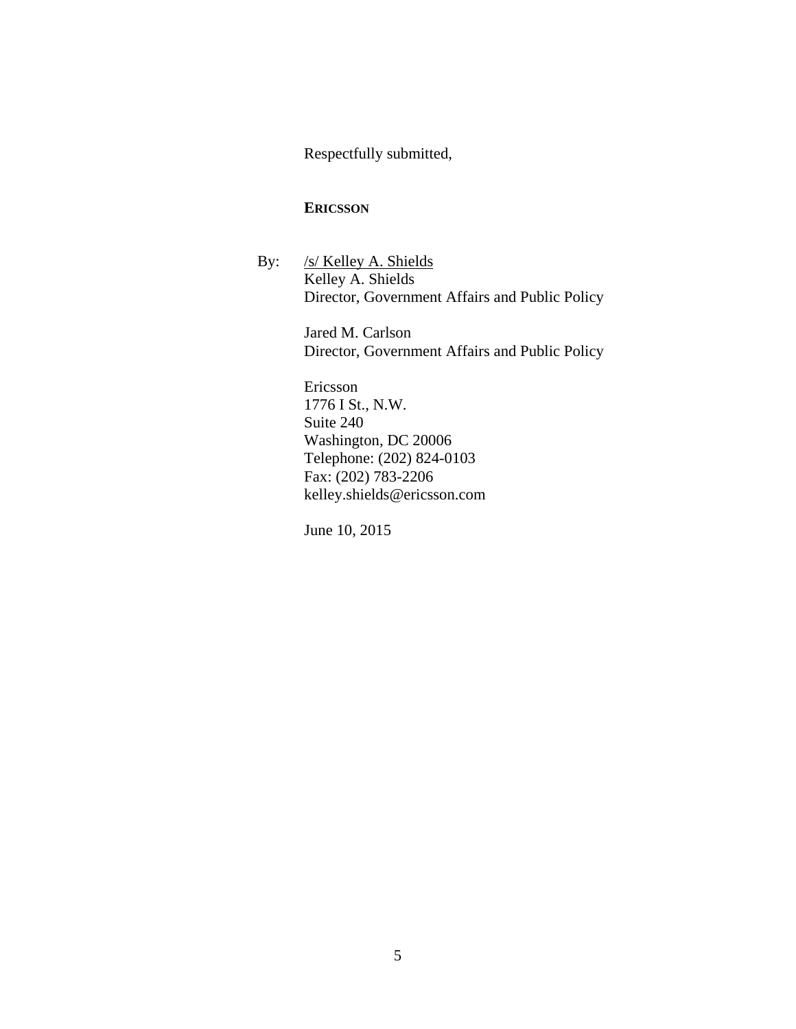Respectfully submitted,

**ERICSSON**

By: /s/ Kelley A. Shields
Kelley A. Shields
Director, Government Affairs and Public Policy

Jared M. Carlson
Director, Government Affairs and Public Policy

Ericsson
1776 I St., N.W.
Suite 240
Washington, DC 20006
Telephone: (202) 824-0103
Fax: (202) 783-2206
kelley.shields@ericsson.com

June 10, 2015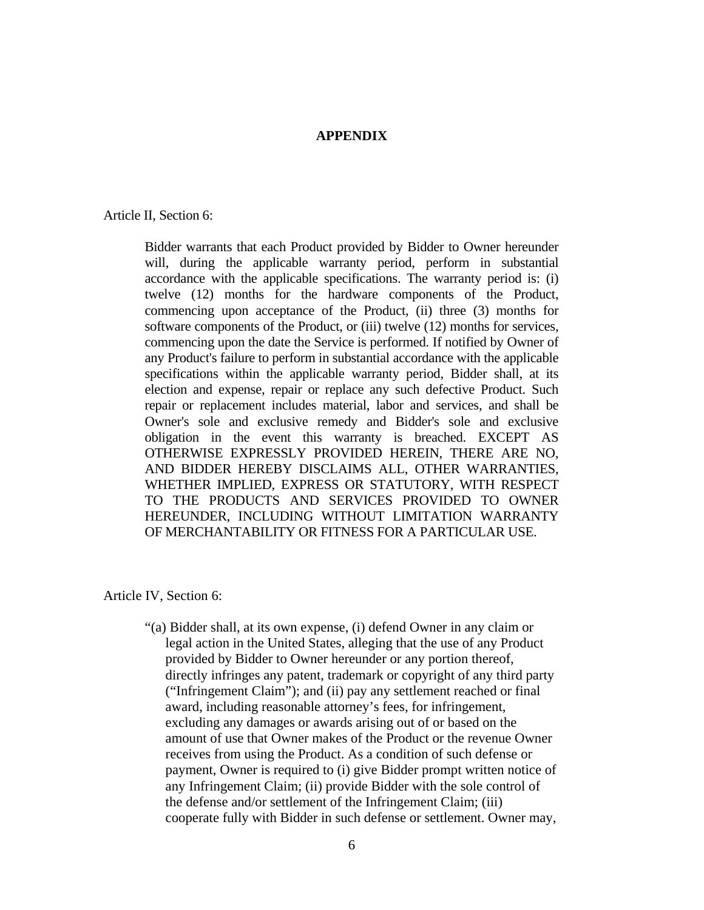**APPENDIX**

Article II, Section 6:

> Bidder warrants that each Product provided by Bidder to Owner hereunder will, during the applicable warranty period, perform in substantial accordance with the applicable specifications. The warranty period is: (i) twelve (12) months for the hardware components of the Product, commencing upon acceptance of the Product, (ii) three (3) months for software components of the Product, or (iii) twelve (12) months for services, commencing upon the date the Service is performed. If notified by Owner of any Product's failure to perform in substantial accordance with the applicable specifications within the applicable warranty period, Bidder shall, at its election and expense, repair or replace any such defective Product. Such repair or replacement includes material, labor and services, and shall be Owner's sole and exclusive remedy and Bidder's sole and exclusive obligation in the event this warranty is breached. EXCEPT AS OTHERWISE EXPRESSLY PROVIDED HEREIN, THERE ARE NO, AND BIDDER HEREBY DISCLAIMS ALL, OTHER WARRANTIES, WHETHER IMPLIED, EXPRESS OR STATUTORY, WITH RESPECT TO THE PRODUCTS AND SERVICES PROVIDED TO OWNER HEREUNDER, INCLUDING WITHOUT LIMITATION WARRANTY OF MERCHANTABILITY OR FITNESS FOR A PARTICULAR USE.

Article IV, Section 6:

> "(a) Bidder shall, at its own expense, (i) defend Owner in any claim or legal action in the United States, alleging that the use of any Product provided by Bidder to Owner hereunder or any portion thereof, directly infringes any patent, trademark or copyright of any third party ("Infringement Claim"); and (ii) pay any settlement reached or final award, including reasonable attorney's fees, for infringement, excluding any damages or awards arising out of or based on the amount of use that Owner makes of the Product or the revenue Owner receives from using the Product. As a condition of such defense or payment, Owner is required to (i) give Bidder prompt written notice of any Infringement Claim; (ii) provide Bidder with the sole control of the defense and/or settlement of the Infringement Claim; (iii) cooperate fully with Bidder in such defense or settlement. Owner may,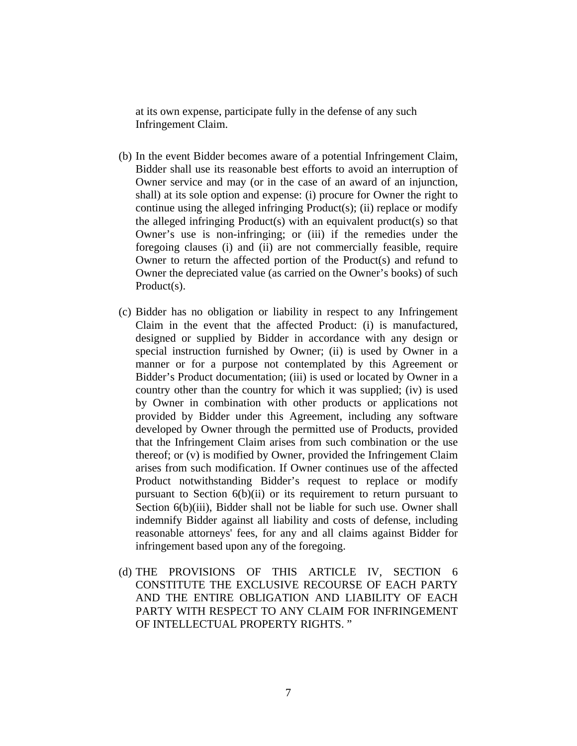at its own expense, participate fully in the defense of any such Infringement Claim.

(b) In the event Bidder becomes aware of a potential Infringement Claim, Bidder shall use its reasonable best efforts to avoid an interruption of Owner service and may (or in the case of an award of an injunction, shall) at its sole option and expense: (i) procure for Owner the right to continue using the alleged infringing Product(s); (ii) replace or modify the alleged infringing Product(s) with an equivalent product(s) so that Owner's use is non-infringing; or (iii) if the remedies under the foregoing clauses (i) and (ii) are not commercially feasible, require Owner to return the affected portion of the Product(s) and refund to Owner the depreciated value (as carried on the Owner's books) of such Product(s).

(c) Bidder has no obligation or liability in respect to any Infringement Claim in the event that the affected Product: (i) is manufactured, designed or supplied by Bidder in accordance with any design or special instruction furnished by Owner; (ii) is used by Owner in a manner or for a purpose not contemplated by this Agreement or Bidder's Product documentation; (iii) is used or located by Owner in a country other than the country for which it was supplied; (iv) is used by Owner in combination with other products or applications not provided by Bidder under this Agreement, including any software developed by Owner through the permitted use of Products, provided that the Infringement Claim arises from such combination or the use thereof; or (v) is modified by Owner, provided the Infringement Claim arises from such modification. If Owner continues use of the affected Product notwithstanding Bidder's request to replace or modify pursuant to Section 6(b)(ii) or its requirement to return pursuant to Section 6(b)(iii), Bidder shall not be liable for such use. Owner shall indemnify Bidder against all liability and costs of defense, including reasonable attorneys' fees, for any and all claims against Bidder for infringement based upon any of the foregoing.

(d) THE PROVISIONS OF THIS ARTICLE IV, SECTION 6 CONSTITUTE THE EXCLUSIVE RECOURSE OF EACH PARTY AND THE ENTIRE OBLIGATION AND LIABILITY OF EACH PARTY WITH RESPECT TO ANY CLAIM FOR INFRINGEMENT OF INTELLECTUAL PROPERTY RIGHTS. "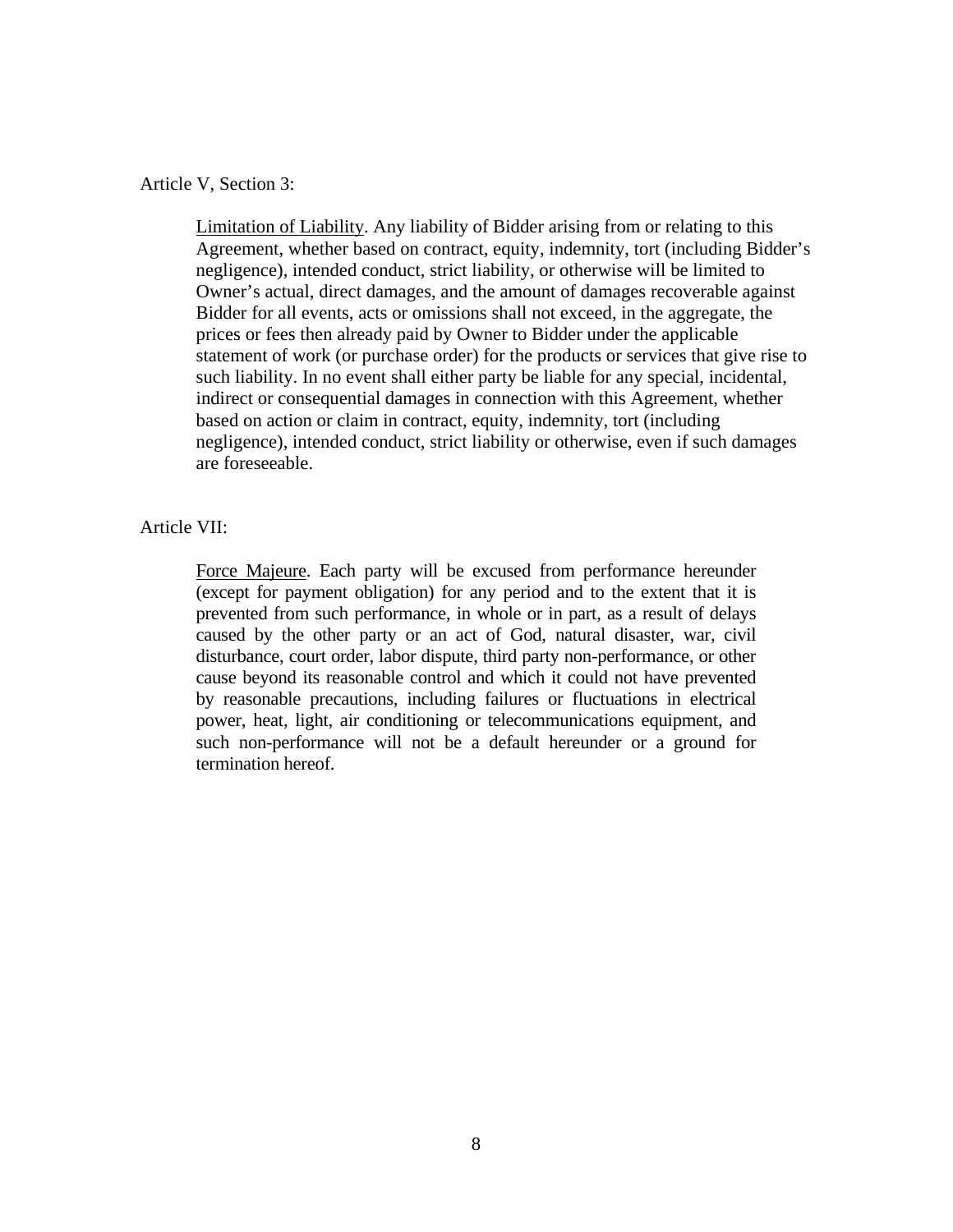Article V, Section 3:

Limitation of Liability. Any liability of Bidder arising from or relating to this Agreement, whether based on contract, equity, indemnity, tort (including Bidder's negligence), intended conduct, strict liability, or otherwise will be limited to Owner's actual, direct damages, and the amount of damages recoverable against Bidder for all events, acts or omissions shall not exceed, in the aggregate, the prices or fees then already paid by Owner to Bidder under the applicable statement of work (or purchase order) for the products or services that give rise to such liability. In no event shall either party be liable for any special, incidental, indirect or consequential damages in connection with this Agreement, whether based on action or claim in contract, equity, indemnity, tort (including negligence), intended conduct, strict liability or otherwise, even if such damages are foreseeable.

Article VII:

Force Majeure. Each party will be excused from performance hereunder (except for payment obligation) for any period and to the extent that it is prevented from such performance, in whole or in part, as a result of delays caused by the other party or an act of God, natural disaster, war, civil disturbance, court order, labor dispute, third party non-performance, or other cause beyond its reasonable control and which it could not have prevented by reasonable precautions, including failures or fluctuations in electrical power, heat, light, air conditioning or telecommunications equipment, and such non-performance will not be a default hereunder or a ground for termination hereof.